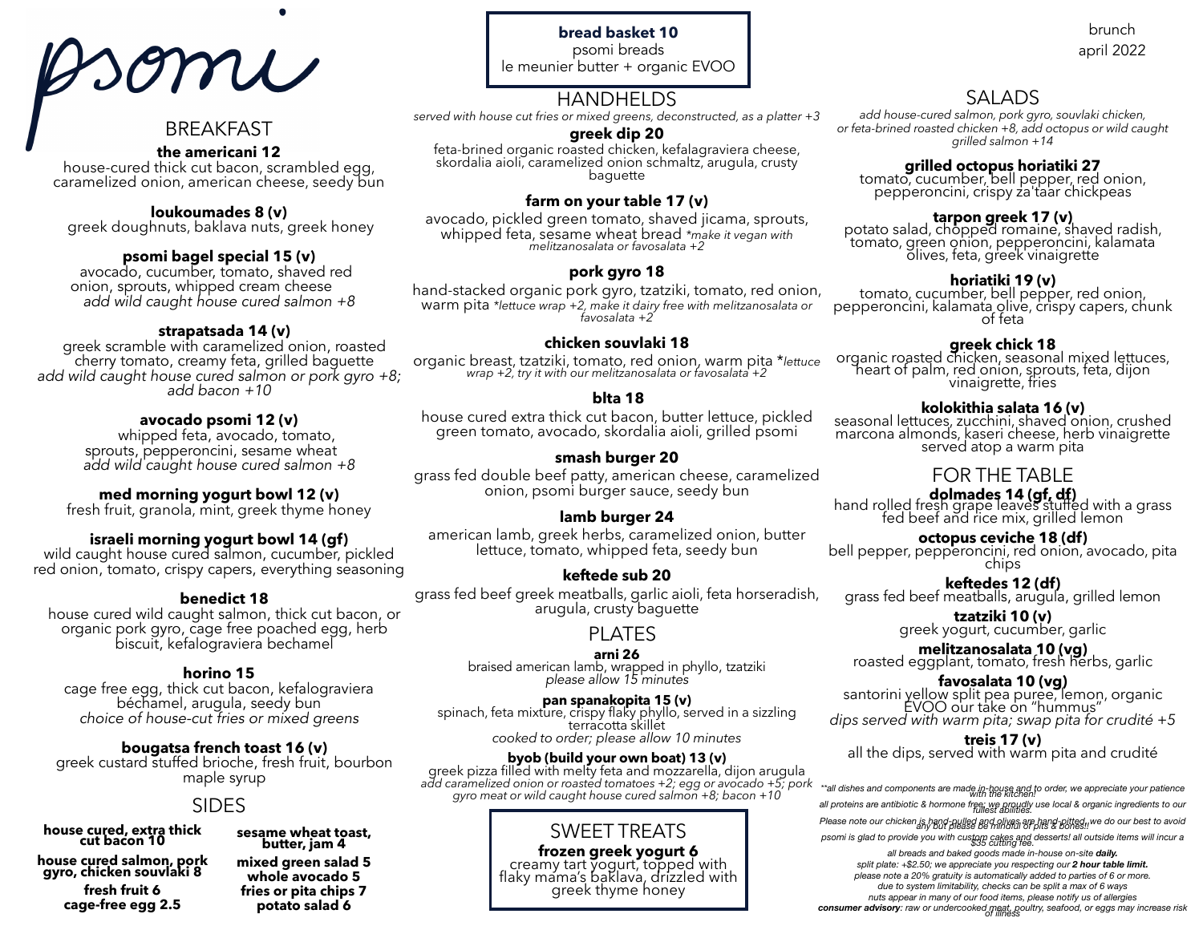# psomi

brunch
april 2022

## BREAKFAST

**the americani 12**
house-cured thick cut bacon, scrambled egg, caramelized onion, american cheese, seedy bun

**loukoumades 8 (v)**
greek doughnuts, baklava nuts, greek honey

**psomi bagel special 15 (v)**
avocado, cucumber, tomato, shaved red onion, sprouts, whipped cream cheese
*add wild caught house cured salmon +8*

**strapatsada 14 (v)**
greek scramble with caramelized onion, roasted cherry tomato, creamy feta, grilled baguette
*add wild caught house cured salmon or pork gyro +8; add bacon +10*

**avocado psomi 12 (v)**
whipped feta, avocado, tomato, sprouts, pepperoncini, sesame wheat
*add wild caught house cured salmon +8*

**med morning yogurt bowl 12 (v)**
fresh fruit, granola, mint, greek thyme honey

**israeli morning yogurt bowl 14 (gf)**
wild caught house cured salmon, cucumber, pickled red onion, tomato, crispy capers, everything seasoning

**benedict 18**
house cured wild caught salmon, thick cut bacon, or organic pork gyro, cage free poached egg, herb biscuit, kefalograviera bechamel

**horino 15**
cage free egg, thick cut bacon, kefalograviera béchamel, arugula, seedy bun
*choice of house-cut fries or mixed greens*

**bougatsa french toast 16 (v)**
greek custard stuffed brioche, fresh fruit, bourbon maple syrup

## SIDES

**house cured, extra thick cut bacon 10**

**house cured salmon, pork gyro, chicken souvlaki 8**

**fresh fruit 6**

**cage-free egg 2.5**

**sesame wheat toast, butter, jam 4**

**mixed green salad 5**

**whole avocado 5**

**fries or pita chips 7**

**potato salad 6**

**bread basket 10**
psomi breads
le meunier butter + organic EVOO

## HANDHELDS

*served with house cut fries or mixed greens, deconstructed, as a platter +3*

**greek dip 20**
feta-brined organic roasted chicken, kefalagraviera cheese, skordalia aioli, caramelized onion schmaltz, arugula, crusty baguette

**farm on your table 17 (v)**
avocado, pickled green tomato, shaved jicama, sprouts, whipped feta, sesame wheat bread *\*make it vegan with melitzanosalata or favosalata +2*

**pork gyro 18**
hand-stacked organic pork gyro, tzatziki, tomato, red onion, warm pita *\*lettuce wrap +2, make it dairy free with melitzanosalata or favosalata +2*

**chicken souvlaki 18**
organic breast, tzatziki, tomato, red onion, warm pita *\*lettuce wrap +2, try it with our melitzanosalata or favosalata +2*

**blta 18**
house cured extra thick cut bacon, butter lettuce, pickled green tomato, avocado, skordalia aioli, grilled psomi

**smash burger 20**
grass fed double beef patty, american cheese, caramelized onion, psomi burger sauce, seedy bun

**lamb burger 24**
american lamb, greek herbs, caramelized onion, butter lettuce, tomato, whipped feta, seedy bun

**keftede sub 20**
grass fed beef greek meatballs, garlic aioli, feta horseradish, arugula, crusty baguette

## PLATES

**arni 26**
braised american lamb, wrapped in phyllo, tzatziki
*please allow 15 minutes*

**pan spanakopita 15 (v)**
spinach, feta mixture, crispy flaky phyllo, served in a sizzling terracotta skillet
*cooked to order; please allow 10 minutes*

**byob (build your own boat) 13 (v)**
greek pizza filled with melty feta and mozzarella, dijon arugula
*add caramelized onion or roasted tomatoes +2; egg or avocado +5; pork gyro meat or wild caught house cured salmon +8; bacon +10*

## SWEET TREATS

**frozen greek yogurt 6**
creamy tart yogurt, topped with flaky mama's baklava, drizzled with greek thyme honey

## SALADS

*add house-cured salmon, pork gyro, souvlaki chicken, or feta-brined roasted chicken +8, add octopus or wild caught grilled salmon +14*

**grilled octopus horiatiki 27**
tomato, cucumber, bell pepper, red onion, pepperoncini, crispy za'taar chickpeas

**tarpon greek 17 (v)**
potato salad, chopped romaine, shaved radish, tomato, green onion, pepperoncini, kalamata olives, feta, greek vinaigrette

**horiatiki 19 (v)**
tomato, cucumber, bell pepper, red onion, pepperoncini, kalamata olive, crispy capers, chunk of feta

**greek chick 18**
organic roasted chicken, seasonal mixed lettuces, heart of palm, red onion, sprouts, feta, dijon vinaigrette, fries

**kolokithia salata 16 (v)**
seasonal lettuces, zucchini, shaved onion, crushed marcona almonds, kaseri cheese, herb vinaigrette served atop a warm pita

## FOR THE TABLE

**dolmades 14 (gf, df)**
hand rolled fresh grape leaves stuffed with a grass fed beef and rice mix, grilled lemon

**octopus ceviche 18 (df)**
bell pepper, pepperoncini, red onion, avocado, pita chips

**keftedes 12 (df)**
grass fed beef meatballs, arugula, grilled lemon

**tzatziki 10 (v)**
greek yogurt, cucumber, garlic

**melitzanosalata 10 (vg)**
roasted eggplant, tomato, fresh herbs, garlic

**favosalata 10 (vg)**
santorini yellow split pea puree, lemon, organic EVOO our take on "hummus"
*dips served with warm pita; swap pita for crudité +5*

**treis 17 (v)**
all the dips, served with warm pita and crudité

*\*\*all dishes and components are made in-house and to order, we appreciate your patience with the kitchen!*
*all proteins are antibiotic & hormone free; we proudly use local & organic ingredients to our fullest abilities.*
*Please note our chicken is hand-pulled and olives are hand-pitted, we do our best to avoid any but please be mindful of pits & bones!!*
*psomi is glad to provide you with custom cakes and desserts! all outside items will incur a $35 cutting fee.*
*all breads and baked goods made in-house on-site **daily.***
*split plate: +$2.50; we appreciate you respecting our **2 hour table limit.***
*please note a 20% gratuity is automatically added to parties of 6 or more.*
*due to system limitability, checks can be split a max of 6 ways*
*nuts appear in many of our food items, please notify us of allergies*
***consumer advisory**: raw or undercooked meat, poultry, seafood, or eggs may increase risk of illness*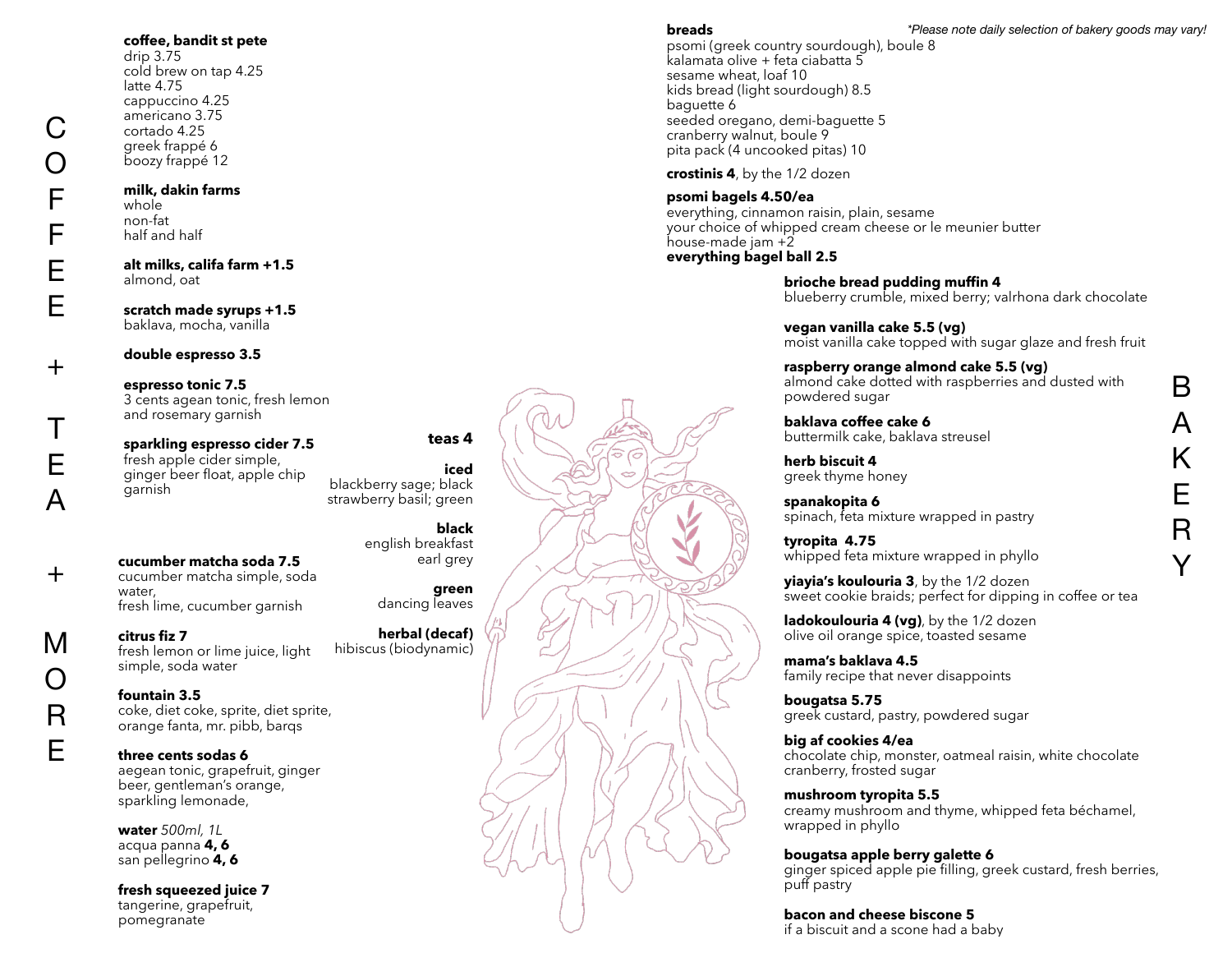# COFFEE + TEA + MORE

**coffee, bandit st pete**
drip 3.75
cold brew on tap 4.25
latte 4.75
cappuccino 4.25
americano 3.75
cortado 4.25
greek frappé 6
boozy frappé 12

**milk, dakin farms**
whole
non-fat
half and half

**alt milks, califa farm +1.5**
almond, oat

**scratch made syrups +1.5**
baklava, mocha, vanilla

**double espresso 3.5**

**espresso tonic 7.5**
3 cents agean tonic, fresh lemon and rosemary garnish

**sparkling espresso cider 7.5**
fresh apple cider simple, ginger beer float, apple chip garnish

**cucumber matcha soda 7.5**
cucumber matcha simple, soda water,
fresh lime, cucumber garnish

**citrus fiz 7**
fresh lemon or lime juice, light simple, soda water

**fountain 3.5**
coke, diet coke, sprite, diet sprite, orange fanta, mr. pibb, barqs

**three cents sodas 6**
aegean tonic, grapefruit, ginger beer, gentleman's orange, sparkling lemonade,

**water** *500ml, 1L*
acqua panna **4, 6**
san pellegrino **4, 6**

**fresh squeezed juice 7**
tangerine, grapefruit, pomegranate

**teas 4**

**iced**
blackberry sage; black
strawberry basil; green

**black**
english breakfast
earl grey

**green**
dancing leaves

**herbal (decaf)**
hibiscus (biodynamic)

# BAKERY

**breads**

*\*Please note daily selection of bakery goods may vary!*

psomi (greek country sourdough), boule 8
kalamata olive + feta ciabatta 5
sesame wheat, loaf 10
kids bread (light sourdough) 8.5
baguette 6
seeded oregano, demi-baguette 5
cranberry walnut, boule 9
pita pack (4 uncooked pitas) 10

**crostinis 4**, by the 1/2 dozen

**psomi bagels 4.50/ea**
everything, cinnamon raisin, plain, sesame
your choice of whipped cream cheese or le meunier butter
house-made jam +2

**everything bagel ball 2.5**

**brioche bread pudding muffin 4**
blueberry crumble, mixed berry; valrhona dark chocolate

**vegan vanilla cake 5.5 (vg)**
moist vanilla cake topped with sugar glaze and fresh fruit

**raspberry orange almond cake 5.5 (vg)**
almond cake dotted with raspberries and dusted with powdered sugar

**baklava coffee cake 6**
buttermilk cake, baklava streusel

**herb biscuit 4**
greek thyme honey

**spanakopita 6**
spinach, feta mixture wrapped in pastry

**tyropita 4.75**
whipped feta mixture wrapped in phyllo

**yiayia's koulouria 3**, by the 1/2 dozen
sweet cookie braids; perfect for dipping in coffee or tea

**ladokoulouria 4 (vg)**, by the 1/2 dozen
olive oil orange spice, toasted sesame

**mama's baklava 4.5**
family recipe that never disappoints

**bougatsa 5.75**
greek custard, pastry, powdered sugar

**big af cookies 4/ea**
chocolate chip, monster, oatmeal raisin, white chocolate cranberry, frosted sugar

**mushroom tyropita 5.5**
creamy mushroom and thyme, whipped feta béchamel, wrapped in phyllo

**bougatsa apple berry galette 6**
ginger spiced apple pie filling, greek custard, fresh berries, puff pastry

**bacon and cheese biscone 5**
if a biscuit and a scone had a baby